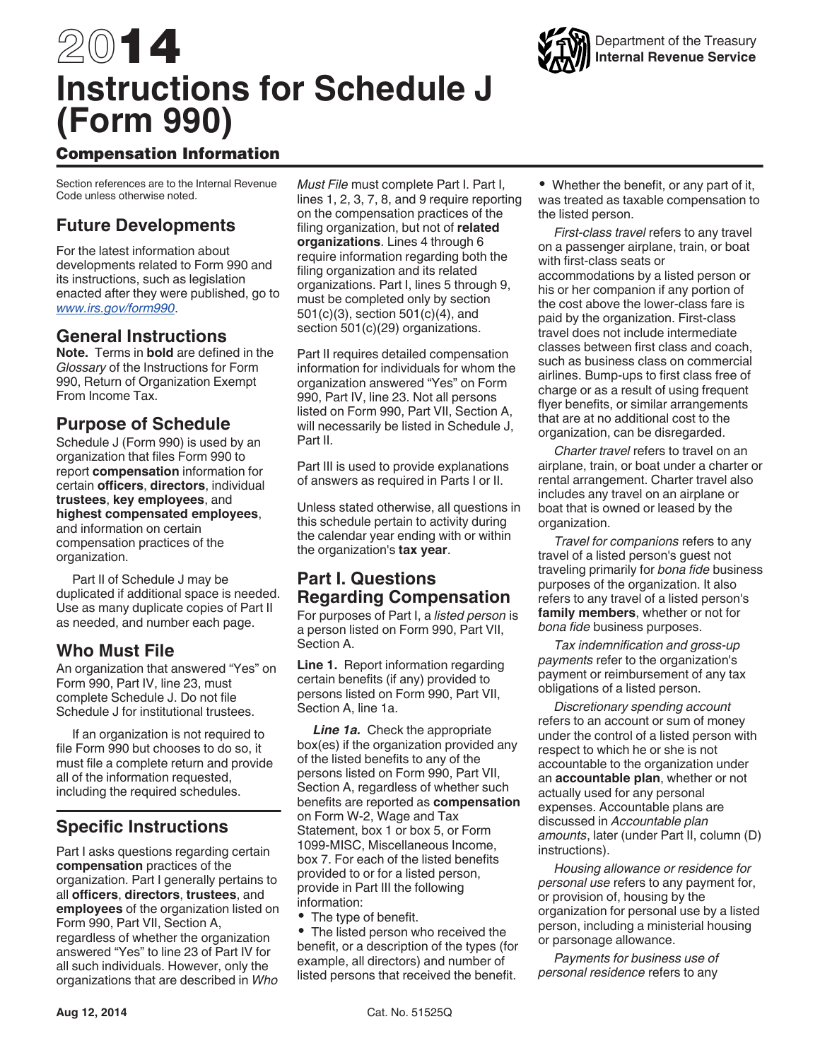# 2014 Instructions for Schedule J (Form 990)

Department of the Treasury
**Internal Revenue Service**

## Compensation Information

Section references are to the Internal Revenue Code unless otherwise noted.

## Future Developments

For the latest information about developments related to Form 990 and its instructions, such as legislation enacted after they were published, go to *www.irs.gov/form990*.

## General Instructions

**Note.** Terms in **bold** are defined in the *Glossary* of the Instructions for Form 990, Return of Organization Exempt From Income Tax.

## Purpose of Schedule

Schedule J (Form 990) is used by an organization that files Form 990 to report **compensation** information for certain **officers**, **directors**, individual **trustees**, **key employees**, and **highest compensated employees**, and information on certain compensation practices of the organization.

Part II of Schedule J may be duplicated if additional space is needed. Use as many duplicate copies of Part II as needed, and number each page.

## Who Must File

An organization that answered "Yes" on Form 990, Part IV, line 23, must complete Schedule J. Do not file Schedule J for institutional trustees.

If an organization is not required to file Form 990 but chooses to do so, it must file a complete return and provide all of the information requested, including the required schedules.

## Specific Instructions

Part I asks questions regarding certain **compensation** practices of the organization. Part I generally pertains to all **officers**, **directors**, **trustees**, and **employees** of the organization listed on Form 990, Part VII, Section A, regardless of whether the organization answered "Yes" to line 23 of Part IV for all such individuals. However, only the organizations that are described in *Who Must File* must complete Part I. Part I, lines 1, 2, 3, 7, 8, and 9 require reporting on the compensation practices of the filing organization, but not of **related organizations**. Lines 4 through 6 require information regarding both the filing organization and its related organizations. Part I, lines 5 through 9, must be completed only by section 501(c)(3), section 501(c)(4), and section 501(c)(29) organizations.

Part II requires detailed compensation information for individuals for whom the organization answered "Yes" on Form 990, Part IV, line 23. Not all persons listed on Form 990, Part VII, Section A, will necessarily be listed in Schedule J, Part II.

Part III is used to provide explanations of answers as required in Parts I or II.

Unless stated otherwise, all questions in this schedule pertain to activity during the calendar year ending with or within the organization's **tax year**.

## Part I. Questions Regarding Compensation

For purposes of Part I, a *listed person* is a person listed on Form 990, Part VII, Section A.

**Line 1.** Report information regarding certain benefits (if any) provided to persons listed on Form 990, Part VII, Section A, line 1a.

***Line 1a.*** Check the appropriate box(es) if the organization provided any of the listed benefits to any of the persons listed on Form 990, Part VII, Section A, regardless of whether such benefits are reported as **compensation** on Form W-2, Wage and Tax Statement, box 1 or box 5, or Form 1099-MISC, Miscellaneous Income, box 7. For each of the listed benefits provided to or for a listed person, provide in Part III the following information:

- The type of benefit.
- The listed person who received the benefit, or a description of the types (for example, all directors) and number of listed persons that received the benefit.
- Whether the benefit, or any part of it, was treated as taxable compensation to the listed person.

*First-class travel* refers to any travel on a passenger airplane, train, or boat with first-class seats or accommodations by a listed person or his or her companion if any portion of the cost above the lower-class fare is paid by the organization. First-class travel does not include intermediate classes between first class and coach, such as business class on commercial airlines. Bump-ups to first class free of charge or as a result of using frequent flyer benefits, or similar arrangements that are at no additional cost to the organization, can be disregarded.

*Charter travel* refers to travel on an airplane, train, or boat under a charter or rental arrangement. Charter travel also includes any travel on an airplane or boat that is owned or leased by the organization.

*Travel for companions* refers to any travel of a listed person's guest not traveling primarily for *bona fide* business purposes of the organization. It also refers to any travel of a listed person's **family members**, whether or not for *bona fide* business purposes.

*Tax indemnification and gross-up payments* refer to the organization's payment or reimbursement of any tax obligations of a listed person.

*Discretionary spending account* refers to an account or sum of money under the control of a listed person with respect to which he or she is not accountable to the organization under an **accountable plan**, whether or not actually used for any personal expenses. Accountable plans are discussed in *Accountable plan amounts*, later (under Part II, column (D) instructions).

*Housing allowance or residence for personal use* refers to any payment for, or provision of, housing by the organization for personal use by a listed person, including a ministerial housing or parsonage allowance.

*Payments for business use of personal residence* refers to any

Aug 12, 2014 Cat. No. 51525Q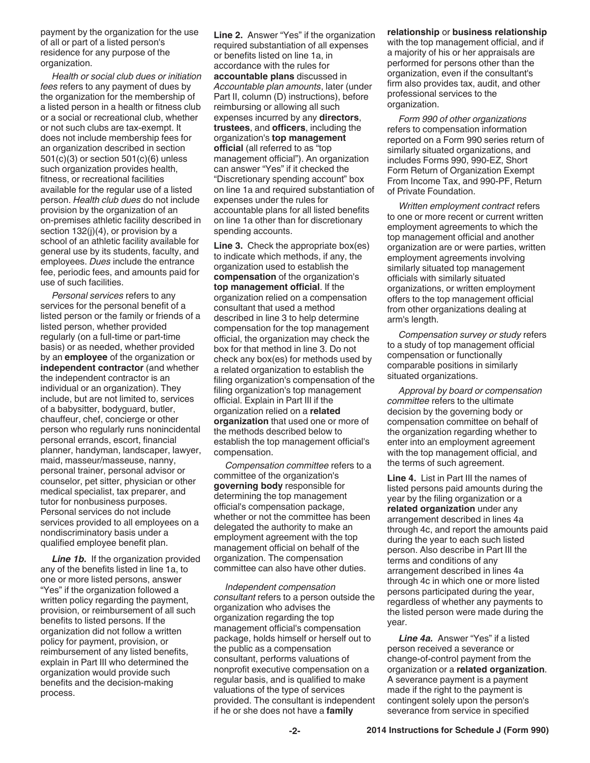payment by the organization for the use of all or part of a listed person's residence for any purpose of the organization.

*Health or social club dues or initiation fees* refers to any payment of dues by the organization for the membership of a listed person in a health or fitness club or a social or recreational club, whether or not such clubs are tax-exempt. It does not include membership fees for an organization described in section 501(c)(3) or section 501(c)(6) unless such organization provides health, fitness, or recreational facilities available for the regular use of a listed person. *Health club dues* do not include provision by the organization of an on-premises athletic facility described in section 132(j)(4), or provision by a school of an athletic facility available for general use by its students, faculty, and employees. *Dues* include the entrance fee, periodic fees, and amounts paid for use of such facilities.

*Personal services* refers to any services for the personal benefit of a listed person or the family or friends of a listed person, whether provided regularly (on a full-time or part-time basis) or as needed, whether provided by an **employee** of the organization or **independent contractor** (and whether the independent contractor is an individual or an organization). They include, but are not limited to, services of a babysitter, bodyguard, butler, chauffeur, chef, concierge or other person who regularly runs nonincidental personal errands, escort, financial planner, handyman, landscaper, lawyer, maid, masseur/masseuse, nanny, personal trainer, personal advisor or counselor, pet sitter, physician or other medical specialist, tax preparer, and tutor for nonbusiness purposes. Personal services do not include services provided to all employees on a nondiscriminatory basis under a qualified employee benefit plan.

***Line 1b.*** If the organization provided any of the benefits listed in line 1a, to one or more listed persons, answer "Yes" if the organization followed a written policy regarding the payment, provision, or reimbursement of all such benefits to listed persons. If the organization did not follow a written policy for payment, provision, or reimbursement of any listed benefits, explain in Part III who determined the organization would provide such benefits and the decision-making process.

**Line 2.** Answer "Yes" if the organization required substantiation of all expenses or benefits listed on line 1a, in accordance with the rules for **accountable plans** discussed in *Accountable plan amounts*, later (under Part II, column (D) instructions), before reimbursing or allowing all such expenses incurred by any **directors**, **trustees**, and **officers**, including the organization's **top management official** (all referred to as "top management official"). An organization can answer "Yes" if it checked the "Discretionary spending account" box on line 1a and required substantiation of expenses under the rules for accountable plans for all listed benefits on line 1a other than for discretionary spending accounts.

**Line 3.** Check the appropriate box(es) to indicate which methods, if any, the organization used to establish the **compensation** of the organization's **top management official**. If the organization relied on a compensation consultant that used a method described in line 3 to help determine compensation for the top management official, the organization may check the box for that method in line 3. Do not check any box(es) for methods used by a related organization to establish the filing organization's compensation of the filing organization's top management official. Explain in Part III if the organization relied on a **related organization** that used one or more of the methods described below to establish the top management official's compensation.

*Compensation committee* refers to a committee of the organization's **governing body** responsible for determining the top management official's compensation package, whether or not the committee has been delegated the authority to make an employment agreement with the top management official on behalf of the organization. The compensation committee can also have other duties.

*Independent compensation consultant* refers to a person outside the organization who advises the organization regarding the top management official's compensation package, holds himself or herself out to the public as a compensation consultant, performs valuations of nonprofit executive compensation on a regular basis, and is qualified to make valuations of the type of services provided. The consultant is independent if he or she does not have a **family relationship** or **business relationship** with the top management official, and if a majority of his or her appraisals are performed for persons other than the organization, even if the consultant's firm also provides tax, audit, and other professional services to the organization.

*Form 990 of other organizations* refers to compensation information reported on a Form 990 series return of similarly situated organizations, and includes Forms 990, 990-EZ, Short Form Return of Organization Exempt From Income Tax, and 990-PF, Return of Private Foundation.

*Written employment contract* refers to one or more recent or current written employment agreements to which the top management official and another organization are or were parties, written employment agreements involving similarly situated top management officials with similarly situated organizations, or written employment offers to the top management official from other organizations dealing at arm's length.

*Compensation survey or study* refers to a study of top management official compensation or functionally comparable positions in similarly situated organizations.

*Approval by board or compensation committee* refers to the ultimate decision by the governing body or compensation committee on behalf of the organization regarding whether to enter into an employment agreement with the top management official, and the terms of such agreement.

**Line 4.** List in Part III the names of listed persons paid amounts during the year by the filing organization or a **related organization** under any arrangement described in lines 4a through 4c, and report the amounts paid during the year to each such listed person. Also describe in Part III the terms and conditions of any arrangement described in lines 4a through 4c in which one or more listed persons participated during the year, regardless of whether any payments to the listed person were made during the year.

***Line 4a.*** Answer "Yes" if a listed person received a severance or change-of-control payment from the organization or a **related organization**. A severance payment is a payment made if the right to the payment is contingent solely upon the person's severance from service in specified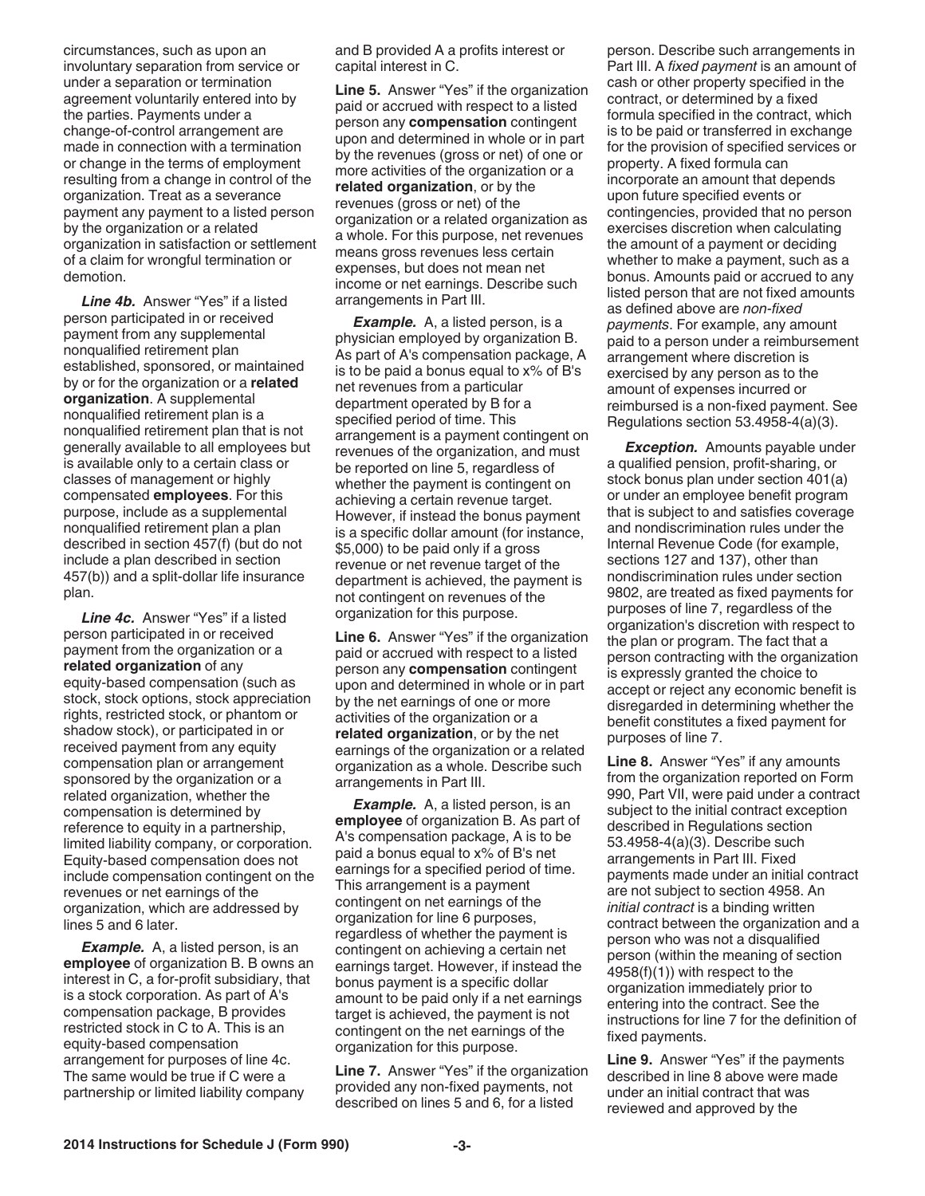circumstances, such as upon an involuntary separation from service or under a separation or termination agreement voluntarily entered into by the parties. Payments under a change-of-control arrangement are made in connection with a termination or change in the terms of employment resulting from a change in control of the organization. Treat as a severance payment any payment to a listed person by the organization or a related organization in satisfaction or settlement of a claim for wrongful termination or demotion.

***Line 4b.*** Answer "Yes" if a listed person participated in or received payment from any supplemental nonqualified retirement plan established, sponsored, or maintained by or for the organization or a **related organization**. A supplemental nonqualified retirement plan is a nonqualified retirement plan that is not generally available to all employees but is available only to a certain class or classes of management or highly compensated **employees**. For this purpose, include as a supplemental nonqualified retirement plan a plan described in section 457(f) (but do not include a plan described in section 457(b)) and a split-dollar life insurance plan.

***Line 4c.*** Answer "Yes" if a listed person participated in or received payment from the organization or a **related organization** of any equity-based compensation (such as stock, stock options, stock appreciation rights, restricted stock, or phantom or shadow stock), or participated in or received payment from any equity compensation plan or arrangement sponsored by the organization or a related organization, whether the compensation is determined by reference to equity in a partnership, limited liability company, or corporation. Equity-based compensation does not include compensation contingent on the revenues or net earnings of the organization, which are addressed by lines 5 and 6 later.

***Example.*** A, a listed person, is an **employee** of organization B. B owns an interest in C, a for-profit subsidiary, that is a stock corporation. As part of A's compensation package, B provides restricted stock in C to A. This is an equity-based compensation arrangement for purposes of line 4c. The same would be true if C were a partnership or limited liability company and B provided A a profits interest or capital interest in C.

**Line 5.** Answer "Yes" if the organization paid or accrued with respect to a listed person any **compensation** contingent upon and determined in whole or in part by the revenues (gross or net) of one or more activities of the organization or a **related organization**, or by the revenues (gross or net) of the organization or a related organization as a whole. For this purpose, net revenues means gross revenues less certain expenses, but does not mean net income or net earnings. Describe such arrangements in Part III.

***Example.*** A, a listed person, is a physician employed by organization B. As part of A's compensation package, A is to be paid a bonus equal to x% of B's net revenues from a particular department operated by B for a specified period of time. This arrangement is a payment contingent on revenues of the organization, and must be reported on line 5, regardless of whether the payment is contingent on achieving a certain revenue target. However, if instead the bonus payment is a specific dollar amount (for instance, $5,000) to be paid only if a gross revenue or net revenue target of the department is achieved, the payment is not contingent on revenues of the organization for this purpose.

**Line 6.** Answer "Yes" if the organization paid or accrued with respect to a listed person any **compensation** contingent upon and determined in whole or in part by the net earnings of one or more activities of the organization or a **related organization**, or by the net earnings of the organization or a related organization as a whole. Describe such arrangements in Part III.

***Example.*** A, a listed person, is an **employee** of organization B. As part of A's compensation package, A is to be paid a bonus equal to x% of B's net earnings for a specified period of time. This arrangement is a payment contingent on net earnings of the organization for line 6 purposes, regardless of whether the payment is contingent on achieving a certain net earnings target. However, if instead the bonus payment is a specific dollar amount to be paid only if a net earnings target is achieved, the payment is not contingent on the net earnings of the organization for this purpose.

**Line 7.** Answer "Yes" if the organization provided any non-fixed payments, not described on lines 5 and 6, for a listed person. Describe such arrangements in Part III. A *fixed payment* is an amount of cash or other property specified in the contract, or determined by a fixed formula specified in the contract, which is to be paid or transferred in exchange for the provision of specified services or property. A fixed formula can incorporate an amount that depends upon future specified events or contingencies, provided that no person exercises discretion when calculating the amount of a payment or deciding whether to make a payment, such as a bonus. Amounts paid or accrued to any listed person that are not fixed amounts as defined above are *non-fixed payments*. For example, any amount paid to a person under a reimbursement arrangement where discretion is exercised by any person as to the amount of expenses incurred or reimbursed is a non-fixed payment. See Regulations section 53.4958-4(a)(3).

***Exception.*** Amounts payable under a qualified pension, profit-sharing, or stock bonus plan under section 401(a) or under an employee benefit program that is subject to and satisfies coverage and nondiscrimination rules under the Internal Revenue Code (for example, sections 127 and 137), other than nondiscrimination rules under section 9802, are treated as fixed payments for purposes of line 7, regardless of the organization's discretion with respect to the plan or program. The fact that a person contracting with the organization is expressly granted the choice to accept or reject any economic benefit is disregarded in determining whether the benefit constitutes a fixed payment for purposes of line 7.

**Line 8.** Answer "Yes" if any amounts from the organization reported on Form 990, Part VII, were paid under a contract subject to the initial contract exception described in Regulations section 53.4958-4(a)(3). Describe such arrangements in Part III. Fixed payments made under an initial contract are not subject to section 4958. An *initial contract* is a binding written contract between the organization and a person who was not a disqualified person (within the meaning of section 4958(f)(1)) with respect to the organization immediately prior to entering into the contract. See the instructions for line 7 for the definition of fixed payments.

**Line 9.** Answer "Yes" if the payments described in line 8 above were made under an initial contract that was reviewed and approved by the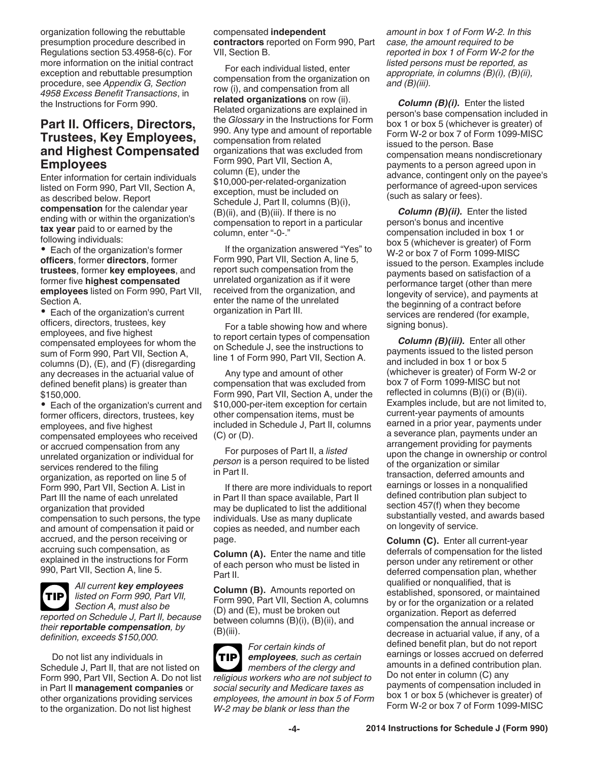organization following the rebuttable presumption procedure described in Regulations section 53.4958-6(c). For more information on the initial contract exception and rebuttable presumption procedure, see *Appendix G, Section 4958 Excess Benefit Transactions*, in the Instructions for Form 990.

## Part II. Officers, Directors, Trustees, Key Employees, and Highest Compensated Employees

Enter information for certain individuals listed on Form 990, Part VII, Section A, as described below. Report **compensation** for the calendar year ending with or within the organization's **tax year** paid to or earned by the following individuals:

- Each of the organization's former **officers**, former **directors**, former **trustees**, former **key employees**, and former five **highest compensated employees** listed on Form 990, Part VII, Section A.
- Each of the organization's current officers, directors, trustees, key employees, and five highest compensated employees for whom the sum of Form 990, Part VII, Section A, columns (D), (E), and (F) (disregarding any decreases in the actuarial value of defined benefit plans) is greater than $150,000.
- Each of the organization's current and former officers, directors, trustees, key employees, and five highest compensated employees who received or accrued compensation from any unrelated organization or individual for services rendered to the filing organization, as reported on line 5 of Form 990, Part VII, Section A. List in Part III the name of each unrelated organization that provided compensation to such persons, the type and amount of compensation it paid or accrued, and the person receiving or accruing such compensation, as explained in the instructions for Form 990, Part VII, Section A, line 5.

**TIP** *All current **key employees** listed on Form 990, Part VII, Section A, must also be reported on Schedule J, Part II, because their **reportable compensation**, by definition, exceeds $150,000.*

Do not list any individuals in Schedule J, Part II, that are not listed on Form 990, Part VII, Section A. Do not list in Part II **management companies** or other organizations providing services to the organization. Do not list highest compensated **independent contractors** reported on Form 990, Part VII, Section B.

For each individual listed, enter compensation from the organization on row (i), and compensation from all **related organizations** on row (ii). Related organizations are explained in the *Glossary* in the Instructions for Form 990. Any type and amount of reportable compensation from related organizations that was excluded from Form 990, Part VII, Section A, column (E), under the $10,000-per-related-organization exception, must be included on Schedule J, Part II, columns (B)(i), (B)(ii), and (B)(iii). If there is no compensation to report in a particular column, enter "-0-."

If the organization answered "Yes" to Form 990, Part VII, Section A, line 5, report such compensation from the unrelated organization as if it were received from the organization, and enter the name of the unrelated organization in Part III.

For a table showing how and where to report certain types of compensation on Schedule J, see the instructions to line 1 of Form 990, Part VII, Section A.

Any type and amount of other compensation that was excluded from Form 990, Part VII, Section A, under the $10,000-per-item exception for certain other compensation items, must be included in Schedule J, Part II, columns (C) or (D).

For purposes of Part II, a *listed person* is a person required to be listed in Part II.

If there are more individuals to report in Part II than space available, Part II may be duplicated to list the additional individuals. Use as many duplicate copies as needed, and number each page.

**Column (A).** Enter the name and title of each person who must be listed in Part II.

**Column (B).** Amounts reported on Form 990, Part VII, Section A, columns (D) and (E), must be broken out between columns (B)(i), (B)(ii), and (B)(iii).

**TIP** *For certain kinds of **employees**, such as certain members of the clergy and religious workers who are not subject to social security and Medicare taxes as employees, the amount in box 5 of Form W-2 may be blank or less than the amount in box 1 of Form W-2. In this case, the amount required to be reported in box 1 of Form W-2 for the listed persons must be reported, as appropriate, in columns (B)(i), (B)(ii), and (B)(iii).*

***Column (B)(i).*** Enter the listed person's base compensation included in box 1 or box 5 (whichever is greater) of Form W-2 or box 7 of Form 1099-MISC issued to the person. Base compensation means nondiscretionary payments to a person agreed upon in advance, contingent only on the payee's performance of agreed-upon services (such as salary or fees).

***Column (B)(ii).*** Enter the listed person's bonus and incentive compensation included in box 1 or box 5 (whichever is greater) of Form W-2 or box 7 of Form 1099-MISC issued to the person. Examples include payments based on satisfaction of a performance target (other than mere longevity of service), and payments at the beginning of a contract before services are rendered (for example, signing bonus).

***Column (B)(iii).*** Enter all other payments issued to the listed person and included in box 1 or box 5 (whichever is greater) of Form W-2 or box 7 of Form 1099-MISC but not reflected in columns (B)(i) or (B)(ii). Examples include, but are not limited to, current-year payments of amounts earned in a prior year, payments under a severance plan, payments under an arrangement providing for payments upon the change in ownership or control of the organization or similar transaction, deferred amounts and earnings or losses in a nonqualified defined contribution plan subject to section 457(f) when they become substantially vested, and awards based on longevity of service.

**Column (C).** Enter all current-year deferrals of compensation for the listed person under any retirement or other deferred compensation plan, whether qualified or nonqualified, that is established, sponsored, or maintained by or for the organization or a related organization. Report as deferred compensation the annual increase or decrease in actuarial value, if any, of a defined benefit plan, but do not report earnings or losses accrued on deferred amounts in a defined contribution plan. Do not enter in column (C) any payments of compensation included in box 1 or box 5 (whichever is greater) of Form W-2 or box 7 of Form 1099-MISC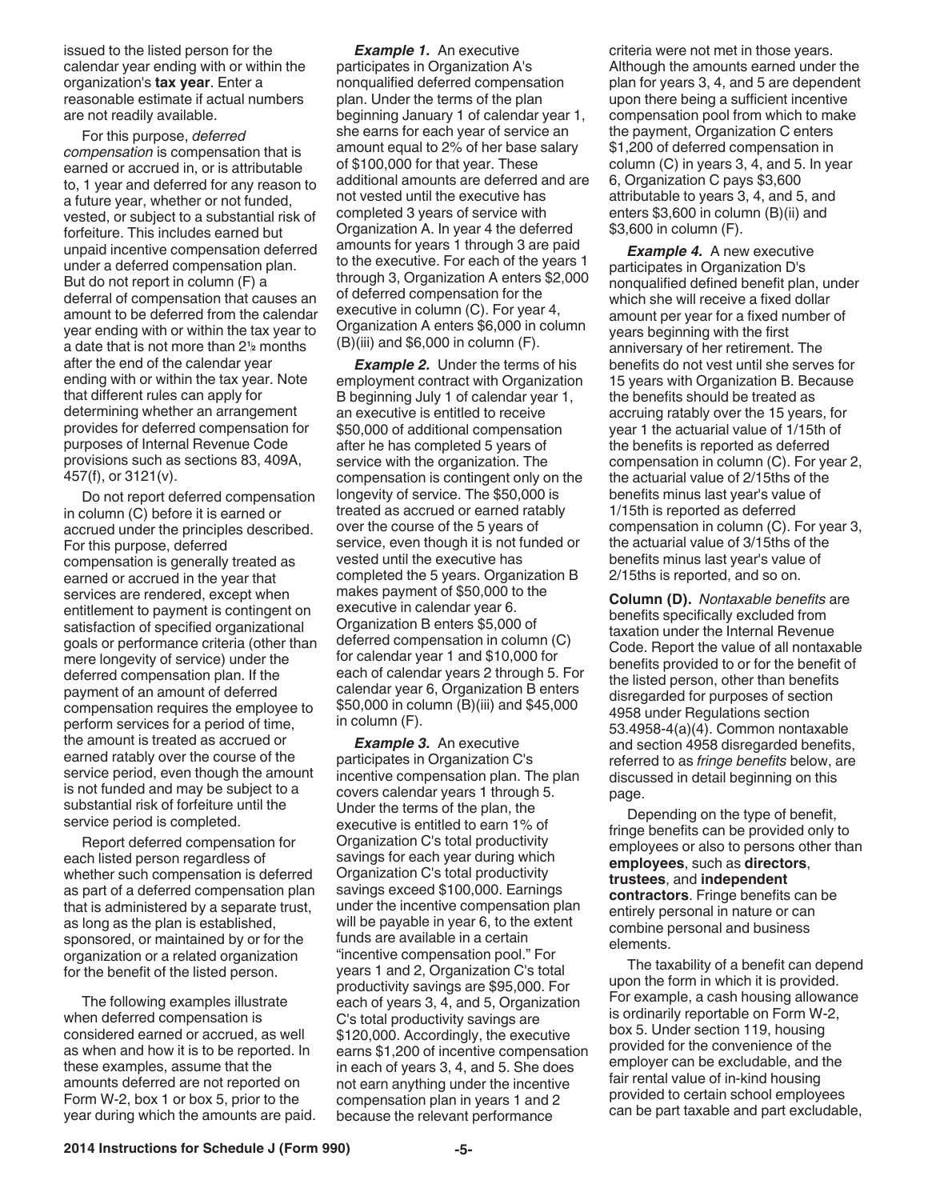issued to the listed person for the calendar year ending with or within the organization's **tax year**. Enter a reasonable estimate if actual numbers are not readily available.

For this purpose, *deferred compensation* is compensation that is earned or accrued in, or is attributable to, 1 year and deferred for any reason to a future year, whether or not funded, vested, or subject to a substantial risk of forfeiture. This includes earned but unpaid incentive compensation deferred under a deferred compensation plan. But do not report in column (F) a deferral of compensation that causes an amount to be deferred from the calendar year ending with or within the tax year to a date that is not more than 2½ months after the end of the calendar year ending with or within the tax year. Note that different rules can apply for determining whether an arrangement provides for deferred compensation for purposes of Internal Revenue Code provisions such as sections 83, 409A, 457(f), or 3121(v).

Do not report deferred compensation in column (C) before it is earned or accrued under the principles described. For this purpose, deferred compensation is generally treated as earned or accrued in the year that services are rendered, except when entitlement to payment is contingent on satisfaction of specified organizational goals or performance criteria (other than mere longevity of service) under the deferred compensation plan. If the payment of an amount of deferred compensation requires the employee to perform services for a period of time, the amount is treated as accrued or earned ratably over the course of the service period, even though the amount is not funded and may be subject to a substantial risk of forfeiture until the service period is completed.

Report deferred compensation for each listed person regardless of whether such compensation is deferred as part of a deferred compensation plan that is administered by a separate trust, as long as the plan is established, sponsored, or maintained by or for the organization or a related organization for the benefit of the listed person.

The following examples illustrate when deferred compensation is considered earned or accrued, as well as when and how it is to be reported. In these examples, assume that the amounts deferred are not reported on Form W-2, box 1 or box 5, prior to the year during which the amounts are paid.

***Example 1.*** An executive participates in Organization A's nonqualified deferred compensation plan. Under the terms of the plan beginning January 1 of calendar year 1, she earns for each year of service an amount equal to 2% of her base salary of $100,000 for that year. These additional amounts are deferred and are not vested until the executive has completed 3 years of service with Organization A. In year 4 the deferred amounts for years 1 through 3 are paid to the executive. For each of the years 1 through 3, Organization A enters $2,000 of deferred compensation for the executive in column (C). For year 4, Organization A enters $6,000 in column (B)(iii) and $6,000 in column (F).

***Example 2.*** Under the terms of his employment contract with Organization B beginning July 1 of calendar year 1, an executive is entitled to receive $50,000 of additional compensation after he has completed 5 years of service with the organization. The compensation is contingent only on the longevity of service. The $50,000 is treated as accrued or earned ratably over the course of the 5 years of service, even though it is not funded or vested until the executive has completed the 5 years. Organization B makes payment of $50,000 to the executive in calendar year 6. Organization B enters $5,000 of deferred compensation in column (C) for calendar year 1 and $10,000 for each of calendar years 2 through 5. For calendar year 6, Organization B enters $50,000 in column (B)(iii) and $45,000 in column (F).

***Example 3.*** An executive participates in Organization C's incentive compensation plan. The plan covers calendar years 1 through 5. Under the terms of the plan, the executive is entitled to earn 1% of Organization C's total productivity savings for each year during which Organization C's total productivity savings exceed $100,000. Earnings under the incentive compensation plan will be payable in year 6, to the extent funds are available in a certain "incentive compensation pool." For years 1 and 2, Organization C's total productivity savings are $95,000. For each of years 3, 4, and 5, Organization C's total productivity savings are $120,000. Accordingly, the executive earns $1,200 of incentive compensation in each of years 3, 4, and 5. She does not earn anything under the incentive compensation plan in years 1 and 2 because the relevant performance criteria were not met in those years. Although the amounts earned under the plan for years 3, 4, and 5 are dependent upon there being a sufficient incentive compensation pool from which to make the payment, Organization C enters $1,200 of deferred compensation in column (C) in years 3, 4, and 5. In year 6, Organization C pays $3,600 attributable to years 3, 4, and 5, and enters $3,600 in column (B)(ii) and $3,600 in column (F).

***Example 4.*** A new executive participates in Organization D's nonqualified defined benefit plan, under which she will receive a fixed dollar amount per year for a fixed number of years beginning with the first anniversary of her retirement. The benefits do not vest until she serves for 15 years with Organization B. Because the benefits should be treated as accruing ratably over the 15 years, for year 1 the actuarial value of 1/15th of the benefits is reported as deferred compensation in column (C). For year 2, the actuarial value of 2/15ths of the benefits minus last year's value of 1/15th is reported as deferred compensation in column (C). For year 3, the actuarial value of 3/15ths of the benefits minus last year's value of 2/15ths is reported, and so on.

**Column (D).** *Nontaxable benefits* are benefits specifically excluded from taxation under the Internal Revenue Code. Report the value of all nontaxable benefits provided to or for the benefit of the listed person, other than benefits disregarded for purposes of section 4958 under Regulations section 53.4958-4(a)(4). Common nontaxable and section 4958 disregarded benefits, referred to as *fringe benefits* below, are discussed in detail beginning on this page.

Depending on the type of benefit, fringe benefits can be provided only to employees or also to persons other than **employees**, such as **directors**, **trustees**, and **independent contractors**. Fringe benefits can be entirely personal in nature or can combine personal and business elements.

The taxability of a benefit can depend upon the form in which it is provided. For example, a cash housing allowance is ordinarily reportable on Form W-2, box 5. Under section 119, housing provided for the convenience of the employer can be excludable, and the fair rental value of in-kind housing provided to certain school employees can be part taxable and part excludable,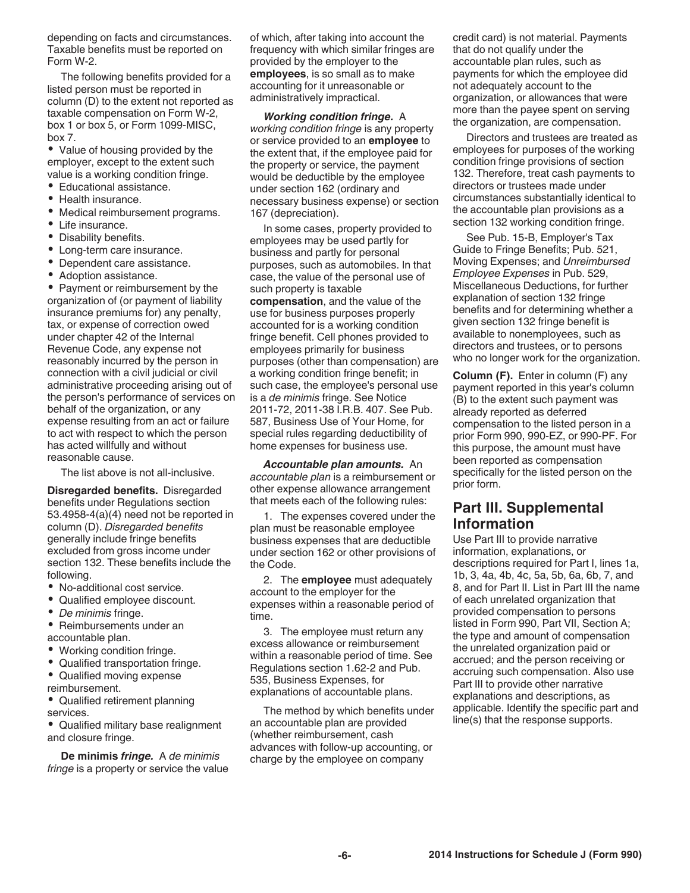depending on facts and circumstances. Taxable benefits must be reported on Form W-2.

The following benefits provided for a listed person must be reported in column (D) to the extent not reported as taxable compensation on Form W-2, box 1 or box 5, or Form 1099-MISC, box 7.

- Value of housing provided by the employer, except to the extent such value is a working condition fringe.
- Educational assistance.
- Health insurance.
- Medical reimbursement programs.
- Life insurance.
- Disability benefits.
- Long-term care insurance.
- Dependent care assistance.
- Adoption assistance.
- Payment or reimbursement by the organization of (or payment of liability insurance premiums for) any penalty, tax, or expense of correction owed under chapter 42 of the Internal Revenue Code, any expense not reasonably incurred by the person in connection with a civil judicial or civil administrative proceeding arising out of the person's performance of services on behalf of the organization, or any expense resulting from an act or failure to act with respect to which the person has acted willfully and without reasonable cause.

The list above is not all-inclusive.

**Disregarded benefits.** Disregarded benefits under Regulations section 53.4958-4(a)(4) need not be reported in column (D). *Disregarded benefits* generally include fringe benefits excluded from gross income under section 132. These benefits include the following.

- No-additional cost service.
- Qualified employee discount.
- *De minimis* fringe.
- Reimbursements under an accountable plan.
- Working condition fringe.
- Qualified transportation fringe.
- Qualified moving expense reimbursement.
- Qualified retirement planning services.
- Qualified military base realignment and closure fringe.

**De minimis *fringe.*** A *de minimis fringe* is a property or service the value of which, after taking into account the frequency with which similar fringes are provided by the employer to the **employees**, is so small as to make accounting for it unreasonable or administratively impractical.

***Working condition fringe.*** A *working condition fringe* is any property or service provided to an **employee** to the extent that, if the employee paid for the property or service, the payment would be deductible by the employee under section 162 (ordinary and necessary business expense) or section 167 (depreciation).

In some cases, property provided to employees may be used partly for business and partly for personal purposes, such as automobiles. In that case, the value of the personal use of such property is taxable **compensation**, and the value of the use for business purposes properly accounted for is a working condition fringe benefit. Cell phones provided to employees primarily for business purposes (other than compensation) are a working condition fringe benefit; in such case, the employee's personal use is a *de minimis* fringe. See Notice 2011-72, 2011-38 I.R.B. 407. See Pub. 587, Business Use of Your Home, for special rules regarding deductibility of home expenses for business use.

***Accountable plan amounts.*** An *accountable plan* is a reimbursement or other expense allowance arrangement that meets each of the following rules:

1. The expenses covered under the plan must be reasonable employee business expenses that are deductible under section 162 or other provisions of the Code.

2. The **employee** must adequately account to the employer for the expenses within a reasonable period of time.

3. The employee must return any excess allowance or reimbursement within a reasonable period of time. See Regulations section 1.62-2 and Pub. 535, Business Expenses, for explanations of accountable plans.

The method by which benefits under an accountable plan are provided (whether reimbursement, cash advances with follow-up accounting, or charge by the employee on company credit card) is not material. Payments that do not qualify under the accountable plan rules, such as payments for which the employee did not adequately account to the organization, or allowances that were more than the payee spent on serving the organization, are compensation.

Directors and trustees are treated as employees for purposes of the working condition fringe provisions of section 132. Therefore, treat cash payments to directors or trustees made under circumstances substantially identical to the accountable plan provisions as a section 132 working condition fringe.

See Pub. 15-B, Employer's Tax Guide to Fringe Benefits; Pub. 521, Moving Expenses; and *Unreimbursed Employee Expenses* in Pub. 529, Miscellaneous Deductions, for further explanation of section 132 fringe benefits and for determining whether a given section 132 fringe benefit is available to nonemployees, such as directors and trustees, or to persons who no longer work for the organization.

**Column (F).** Enter in column (F) any payment reported in this year's column (B) to the extent such payment was already reported as deferred compensation to the listed person in a prior Form 990, 990-EZ, or 990-PF. For this purpose, the amount must have been reported as compensation specifically for the listed person on the prior form.

## Part III. Supplemental Information

Use Part III to provide narrative information, explanations, or descriptions required for Part I, lines 1a, 1b, 3, 4a, 4b, 4c, 5a, 5b, 6a, 6b, 7, and 8, and for Part II. List in Part III the name of each unrelated organization that provided compensation to persons listed in Form 990, Part VII, Section A; the type and amount of compensation the unrelated organization paid or accrued; and the person receiving or accruing such compensation. Also use Part III to provide other narrative explanations and descriptions, as applicable. Identify the specific part and line(s) that the response supports.